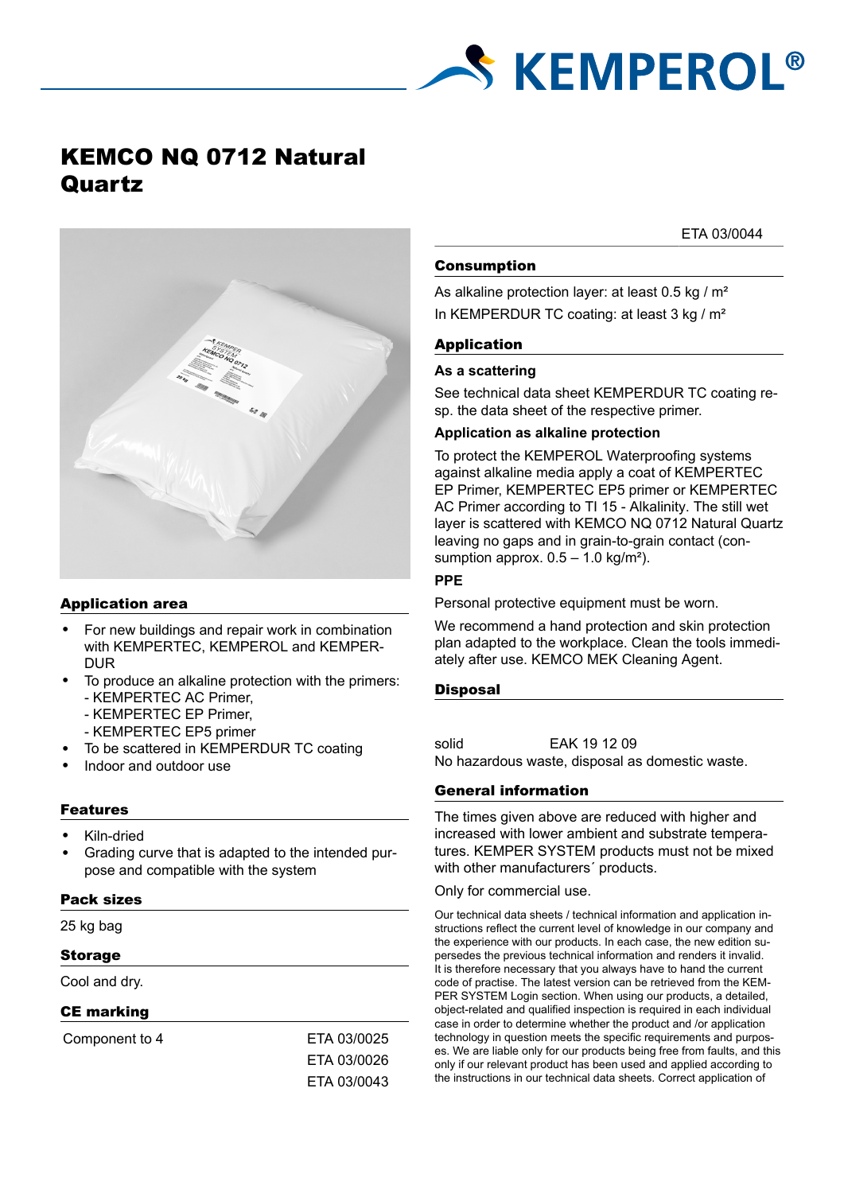# KEMCO NQ 0712 Natural Quartz

## Application area

- For new buildings and repair work in combination with KEMPERTEC, KEMPEROL and KEMPERDUR
- To produce an alkaline protection with the primers:
  - KEMPERTEC AC Primer,
  - KEMPERTEC EP Primer,
  - KEMPERTEC EP5 primer
- To be scattered in KEMPERDUR TC coating
- Indoor and outdoor use

## Features

- Kiln-dried
- Grading curve that is adapted to the intended purpose and compatible with the system

## Pack sizes

25 kg bag

## Storage

Cool and dry.

## CE marking

| Component to 4 | ETA 03/0025 |
|---|---|
| | ETA 03/0026 |
| | ETA 03/0043 |
| | ETA 03/0044 |

## Consumption

As alkaline protection layer: at least 0.5 kg / m²

In KEMPERDUR TC coating: at least 3 kg / m²

## Application

### As a scattering

See technical data sheet KEMPERDUR TC coating resp. the data sheet of the respective primer.

### Application as alkaline protection

To protect the KEMPEROL Waterproofing systems against alkaline media apply a coat of KEMPERTEC EP Primer, KEMPERTEC EP5 primer or KEMPERTEC AC Primer according to TI 15 - Alkalinity. The still wet layer is scattered with KEMCO NQ 0712 Natural Quartz leaving no gaps and in grain-to-grain contact (consumption approx. 0.5 – 1.0 kg/m²).

### PPE

Personal protective equipment must be worn.

We recommend a hand protection and skin protection plan adapted to the workplace. Clean the tools immediately after use. KEMCO MEK Cleaning Agent.

## Disposal

| solid | EAK 19 12 09 |
|---|---|

No hazardous waste, disposal as domestic waste.

## General information

The times given above are reduced with higher and increased with lower ambient and substrate temperatures. KEMPER SYSTEM products must not be mixed with other manufacturers´ products.

Only for commercial use.

Our technical data sheets / technical information and application instructions reflect the current level of knowledge in our company and the experience with our products. In each case, the new edition supersedes the previous technical information and renders it invalid. It is therefore necessary that you always have to hand the current code of practise. The latest version can be retrieved from the KEMPER SYSTEM Login section. When using our products, a detailed, object-related and qualified inspection is required in each individual case in order to determine whether the product and /or application technology in question meets the specific requirements and purposes. We are liable only for our products being free from faults, and this only if our relevant product has been used and applied according to the instructions in our technical data sheets. Correct application of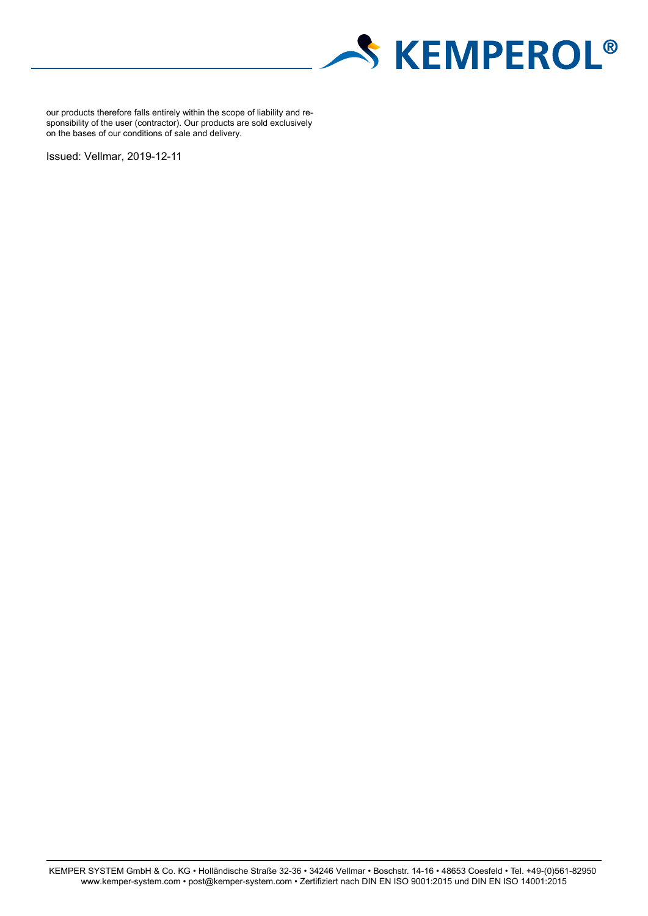our products therefore falls entirely within the scope of liability and responsibility of the user (contractor). Our products are sold exclusively on the bases of our conditions of sale and delivery.

Issued: Vellmar, 2019-12-11